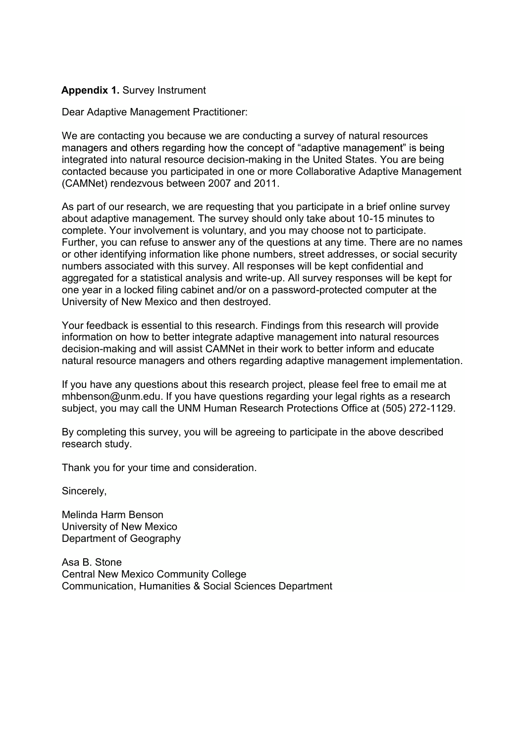**Appendix 1.** Survey Instrument

Dear Adaptive Management Practitioner:

We are contacting you because we are conducting a survey of natural resources managers and others regarding how the concept of "adaptive management" is being integrated into natural resource decision-making in the United States. You are being contacted because you participated in one or more Collaborative Adaptive Management (CAMNet) rendezvous between 2007 and 2011.

As part of our research, we are requesting that you participate in a brief online survey about adaptive management. The survey should only take about 10-15 minutes to complete. Your involvement is voluntary, and you may choose not to participate. Further, you can refuse to answer any of the questions at any time. There are no names or other identifying information like phone numbers, street addresses, or social security numbers associated with this survey. All responses will be kept confidential and aggregated for a statistical analysis and write-up. All survey responses will be kept for one year in a locked filing cabinet and/or on a password-protected computer at the University of New Mexico and then destroyed.

Your feedback is essential to this research. Findings from this research will provide information on how to better integrate adaptive management into natural resources decision-making and will assist CAMNet in their work to better inform and educate natural resource managers and others regarding adaptive management implementation.

If you have any questions about this research project, please feel free to email me at mhbenson@unm.edu. If you have questions regarding your legal rights as a research subject, you may call the UNM Human Research Protections Office at (505) 272-1129.

By completing this survey, you will be agreeing to participate in the above described research study.

Thank you for your time and consideration.

Sincerely,

Melinda Harm Benson
University of New Mexico
Department of Geography

Asa B. Stone
Central New Mexico Community College
Communication, Humanities & Social Sciences Department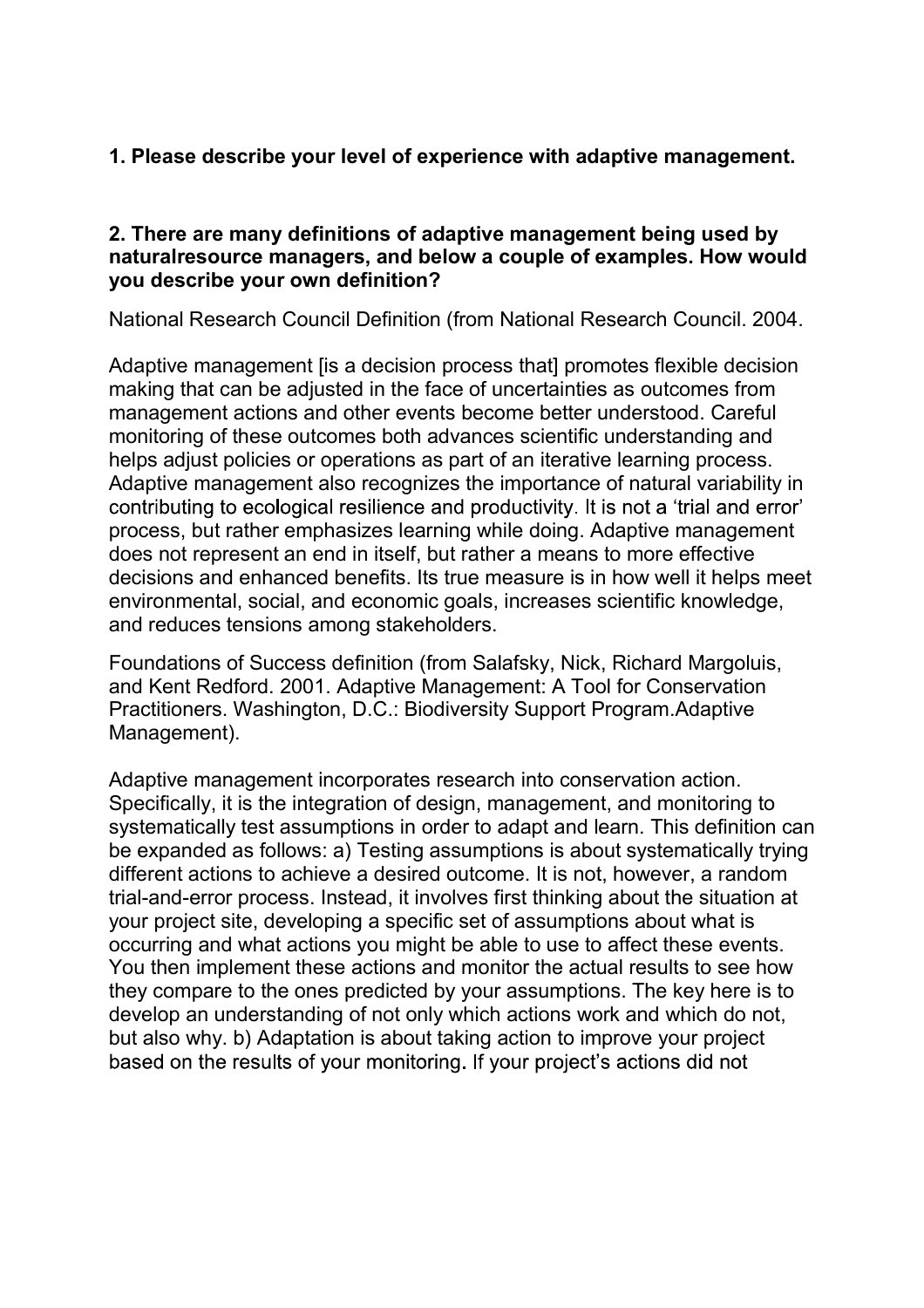**1. Please describe your level of experience with adaptive management.**

**2. There are many definitions of adaptive management being used by naturalresource managers, and below a couple of examples. How would you describe your own definition?**

National Research Council Definition (from National Research Council. 2004.

Adaptive management [is a decision process that] promotes flexible decision making that can be adjusted in the face of uncertainties as outcomes from management actions and other events become better understood. Careful monitoring of these outcomes both advances scientific understanding and helps adjust policies or operations as part of an iterative learning process. Adaptive management also recognizes the importance of natural variability in contributing to ecological resilience and productivity. It is not a 'trial and error' process, but rather emphasizes learning while doing. Adaptive management does not represent an end in itself, but rather a means to more effective decisions and enhanced benefits. Its true measure is in how well it helps meet environmental, social, and economic goals, increases scientific knowledge, and reduces tensions among stakeholders.

Foundations of Success definition (from Salafsky, Nick, Richard Margoluis, and Kent Redford. 2001. Adaptive Management: A Tool for Conservation Practitioners. Washington, D.C.: Biodiversity Support Program.Adaptive Management).

Adaptive management incorporates research into conservation action. Specifically, it is the integration of design, management, and monitoring to systematically test assumptions in order to adapt and learn. This definition can be expanded as follows: a) Testing assumptions is about systematically trying different actions to achieve a desired outcome. It is not, however, a random trial-and-error process. Instead, it involves first thinking about the situation at your project site, developing a specific set of assumptions about what is occurring and what actions you might be able to use to affect these events. You then implement these actions and monitor the actual results to see how they compare to the ones predicted by your assumptions. The key here is to develop an understanding of not only which actions work and which do not, but also why. b) Adaptation is about taking action to improve your project based on the results of your monitoring. If your project's actions did not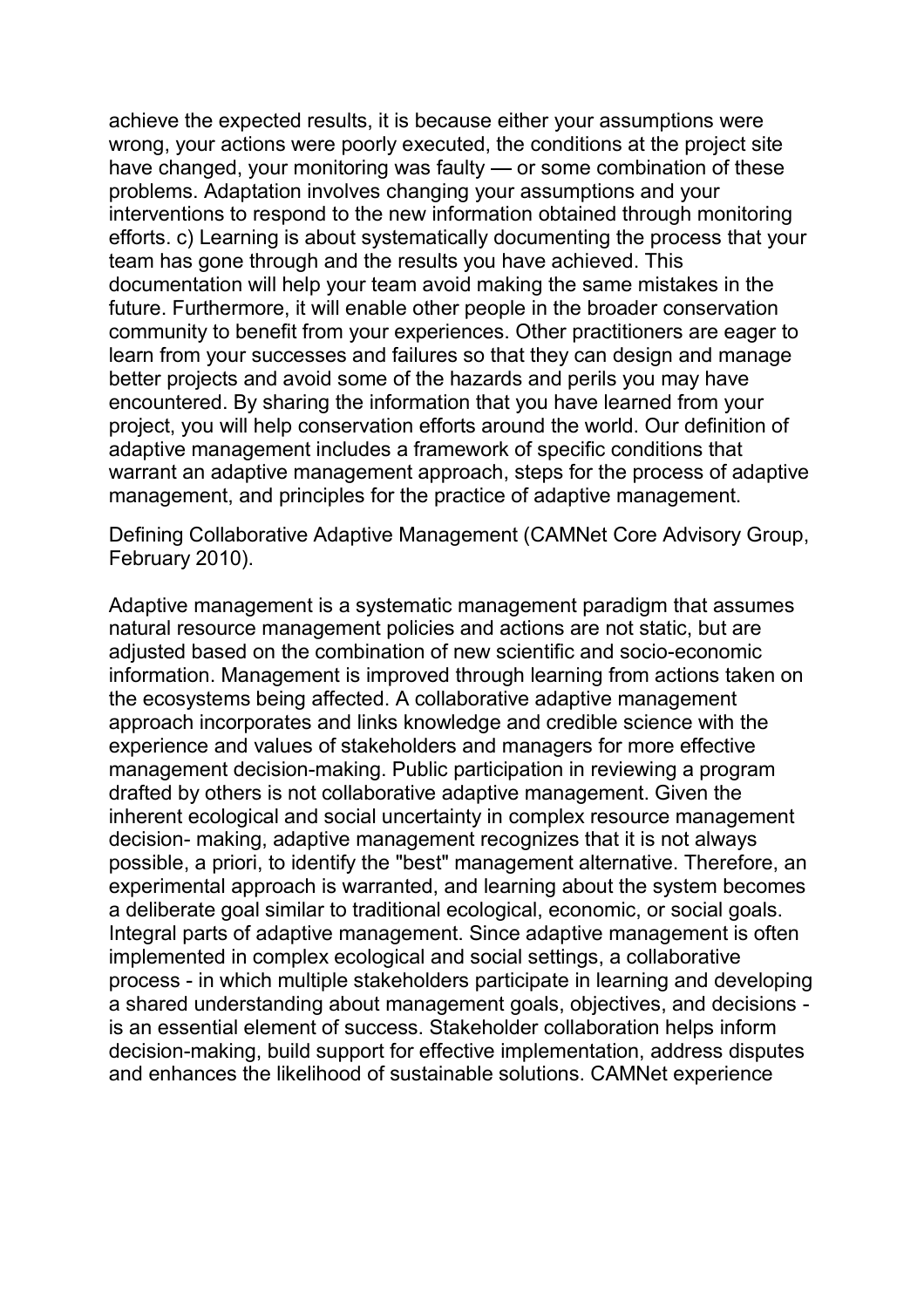achieve the expected results, it is because either your assumptions were wrong, your actions were poorly executed, the conditions at the project site have changed, your monitoring was faulty — or some combination of these problems. Adaptation involves changing your assumptions and your interventions to respond to the new information obtained through monitoring efforts. c) Learning is about systematically documenting the process that your team has gone through and the results you have achieved. This documentation will help your team avoid making the same mistakes in the future. Furthermore, it will enable other people in the broader conservation community to benefit from your experiences. Other practitioners are eager to learn from your successes and failures so that they can design and manage better projects and avoid some of the hazards and perils you may have encountered. By sharing the information that you have learned from your project, you will help conservation efforts around the world. Our definition of adaptive management includes a framework of specific conditions that warrant an adaptive management approach, steps for the process of adaptive management, and principles for the practice of adaptive management.

Defining Collaborative Adaptive Management (CAMNet Core Advisory Group, February 2010).

Adaptive management is a systematic management paradigm that assumes natural resource management policies and actions are not static, but are adjusted based on the combination of new scientific and socio-economic information. Management is improved through learning from actions taken on the ecosystems being affected. A collaborative adaptive management approach incorporates and links knowledge and credible science with the experience and values of stakeholders and managers for more effective management decision-making. Public participation in reviewing a program drafted by others is not collaborative adaptive management. Given the inherent ecological and social uncertainty in complex resource management decision- making, adaptive management recognizes that it is not always possible, a priori, to identify the "best" management alternative. Therefore, an experimental approach is warranted, and learning about the system becomes a deliberate goal similar to traditional ecological, economic, or social goals. Integral parts of adaptive management. Since adaptive management is often implemented in complex ecological and social settings, a collaborative process - in which multiple stakeholders participate in learning and developing a shared understanding about management goals, objectives, and decisions - is an essential element of success. Stakeholder collaboration helps inform decision-making, build support for effective implementation, address disputes and enhances the likelihood of sustainable solutions. CAMNet experience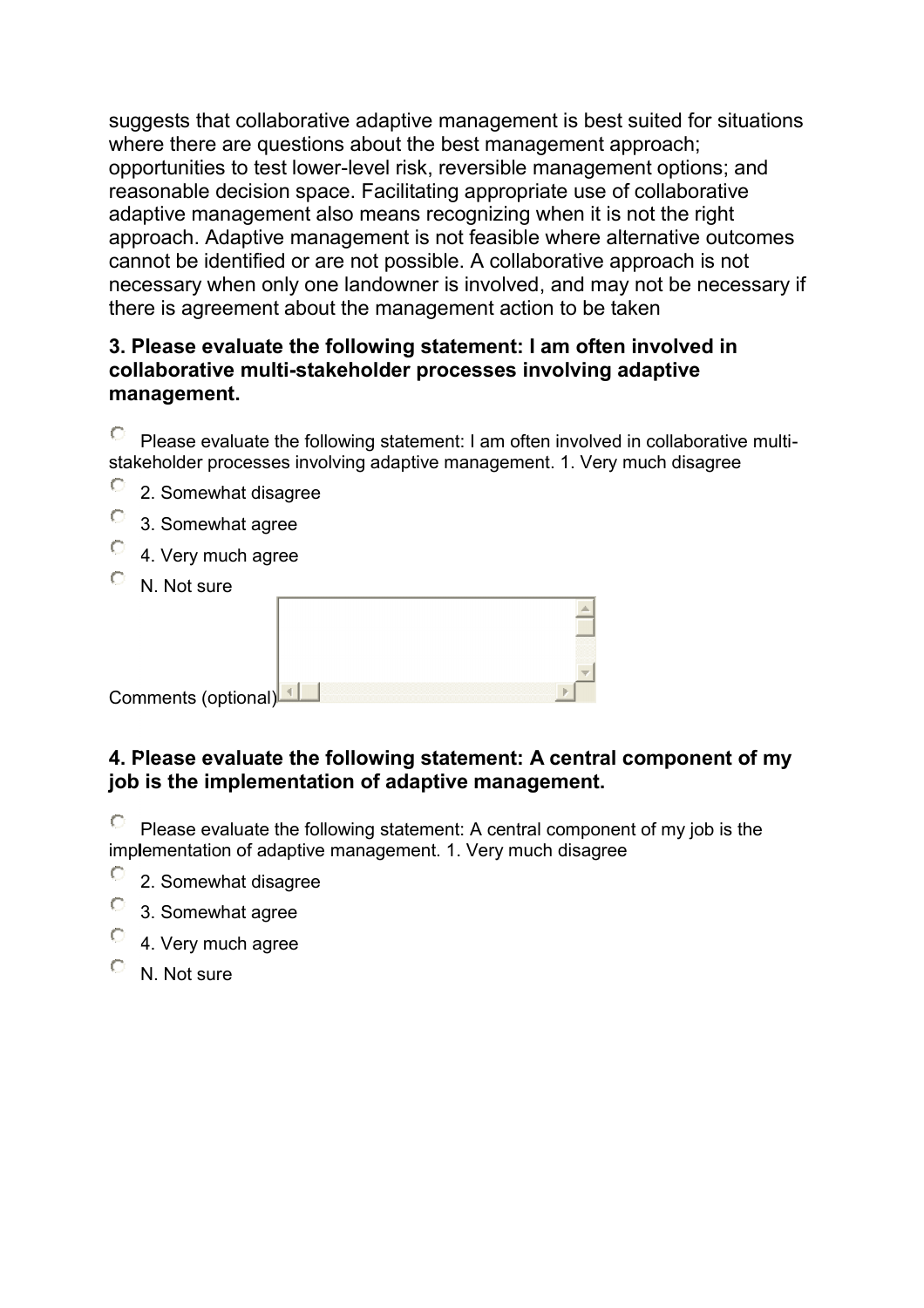suggests that collaborative adaptive management is best suited for situations where there are questions about the best management approach; opportunities to test lower-level risk, reversible management options; and reasonable decision space. Facilitating appropriate use of collaborative adaptive management also means recognizing when it is not the right approach. Adaptive management is not feasible where alternative outcomes cannot be identified or are not possible. A collaborative approach is not necessary when only one landowner is involved, and may not be necessary if there is agreement about the management action to be taken

### 3. Please evaluate the following statement: I am often involved in collaborative multi-stakeholder processes involving adaptive management.

- Please evaluate the following statement: I am often involved in collaborative multi-stakeholder processes involving adaptive management. 1. Very much disagree
- 2. Somewhat disagree
- 3. Somewhat agree
- 4. Very much agree
- N. Not sure

Comments (optional)

### 4. Please evaluate the following statement: A central component of my job is the implementation of adaptive management.

- Please evaluate the following statement: A central component of my job is the implementation of adaptive management. 1. Very much disagree
- 2. Somewhat disagree
- 3. Somewhat agree
- 4. Very much agree
- N. Not sure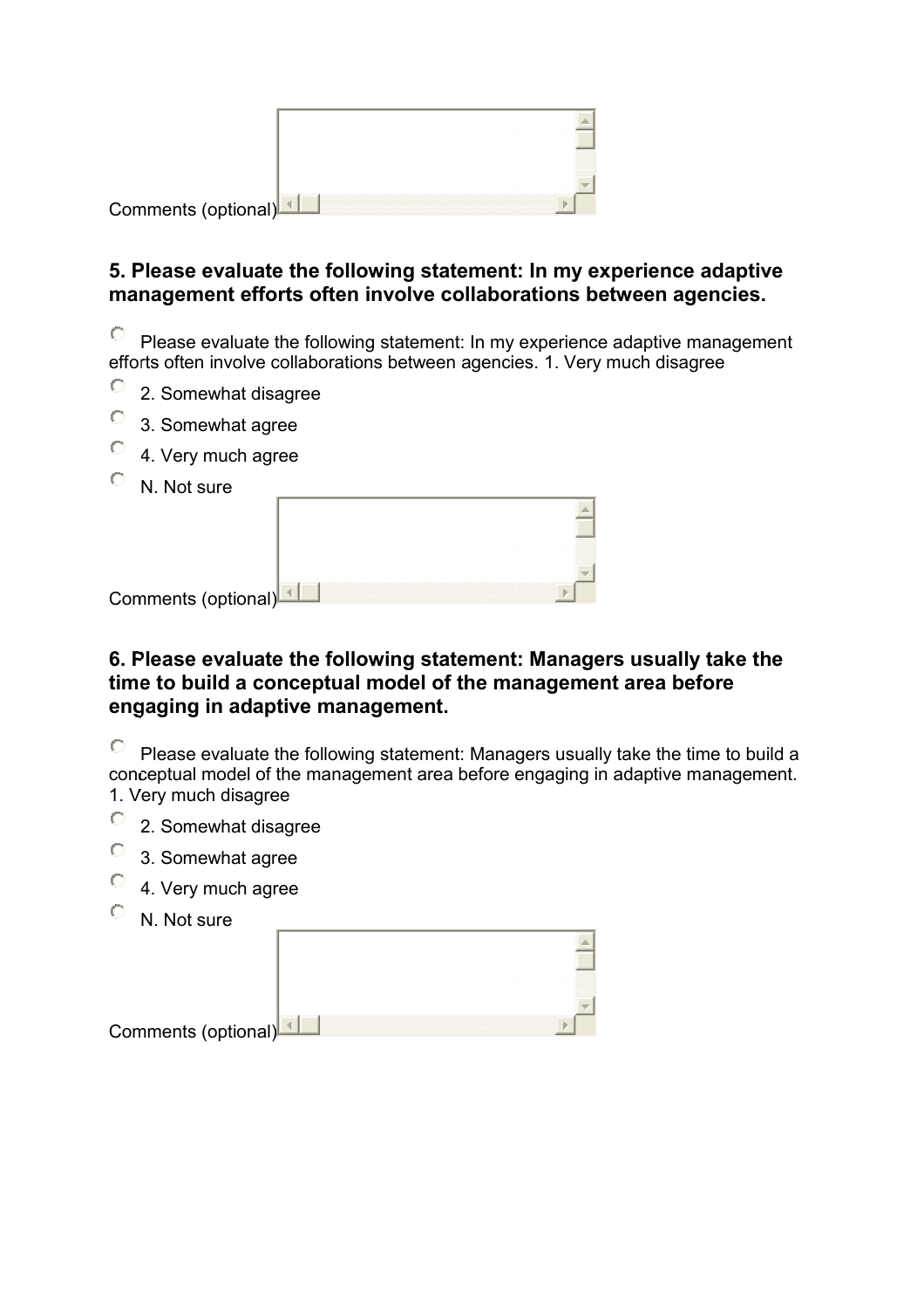Comments (optional)

### 5. Please evaluate the following statement: In my experience adaptive management efforts often involve collaborations between agencies.

- Please evaluate the following statement: In my experience adaptive management efforts often involve collaborations between agencies. 1. Very much disagree
- 2. Somewhat disagree
- 3. Somewhat agree
- 4. Very much agree
- N. Not sure

Comments (optional)

### 6. Please evaluate the following statement: Managers usually take the time to build a conceptual model of the management area before engaging in adaptive management.

- Please evaluate the following statement: Managers usually take the time to build a conceptual model of the management area before engaging in adaptive management. 1. Very much disagree
- 2. Somewhat disagree
- 3. Somewhat agree
- 4. Very much agree
- N. Not sure

Comments (optional)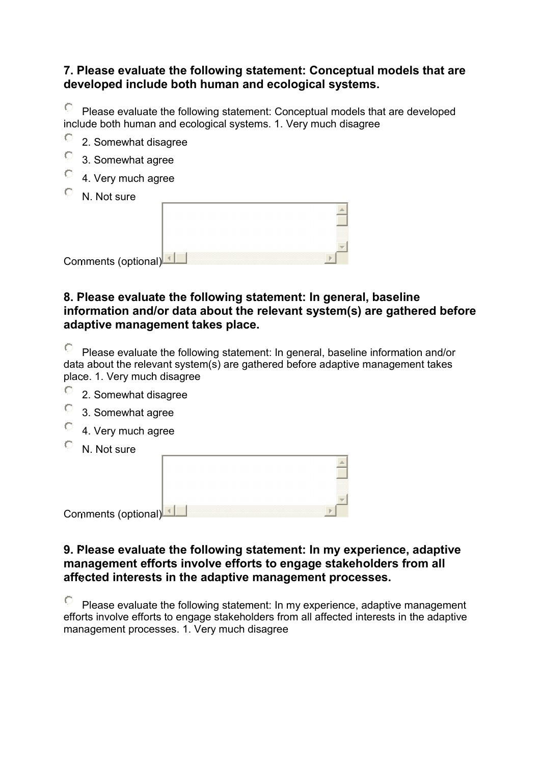### 7. Please evaluate the following statement: Conceptual models that are developed include both human and ecological systems.

- Please evaluate the following statement: Conceptual models that are developed include both human and ecological systems. 1. Very much disagree
- 2. Somewhat disagree
- 3. Somewhat agree
- 4. Very much agree
- N. Not sure

Comments (optional)

### 8. Please evaluate the following statement: In general, baseline information and/or data about the relevant system(s) are gathered before adaptive management takes place.

- Please evaluate the following statement: In general, baseline information and/or data about the relevant system(s) are gathered before adaptive management takes place. 1. Very much disagree
- 2. Somewhat disagree
- 3. Somewhat agree
- 4. Very much agree
- N. Not sure

Comments (optional)

### 9. Please evaluate the following statement: In my experience, adaptive management efforts involve efforts to engage stakeholders from all affected interests in the adaptive management processes.

- Please evaluate the following statement: In my experience, adaptive management efforts involve efforts to engage stakeholders from all affected interests in the adaptive management processes. 1. Very much disagree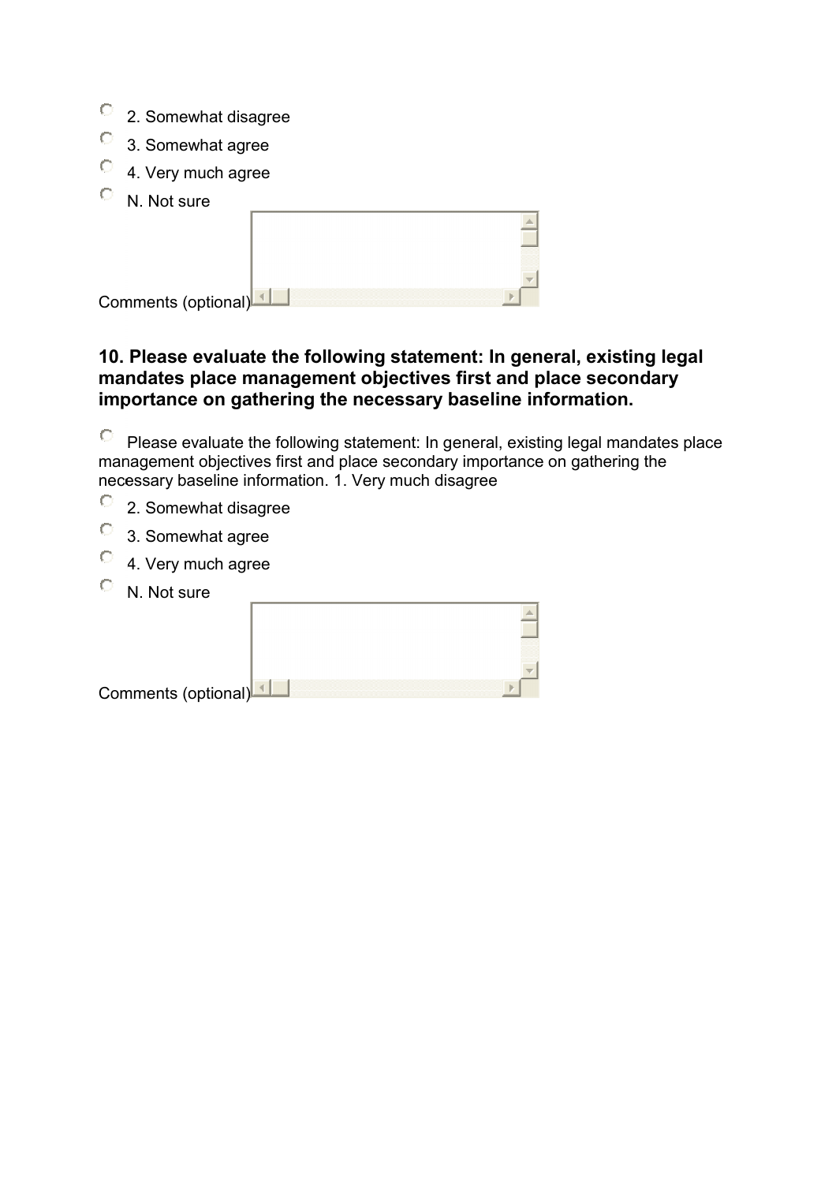- 2. Somewhat disagree
- 3. Somewhat agree
- 4. Very much agree
- N. Not sure

Comments (optional)

### 10. Please evaluate the following statement: In general, existing legal mandates place management objectives first and place secondary importance on gathering the necessary baseline information.

- Please evaluate the following statement: In general, existing legal mandates place management objectives first and place secondary importance on gathering the necessary baseline information. 1. Very much disagree
- 2. Somewhat disagree
- 3. Somewhat agree
- 4. Very much agree
- N. Not sure

Comments (optional)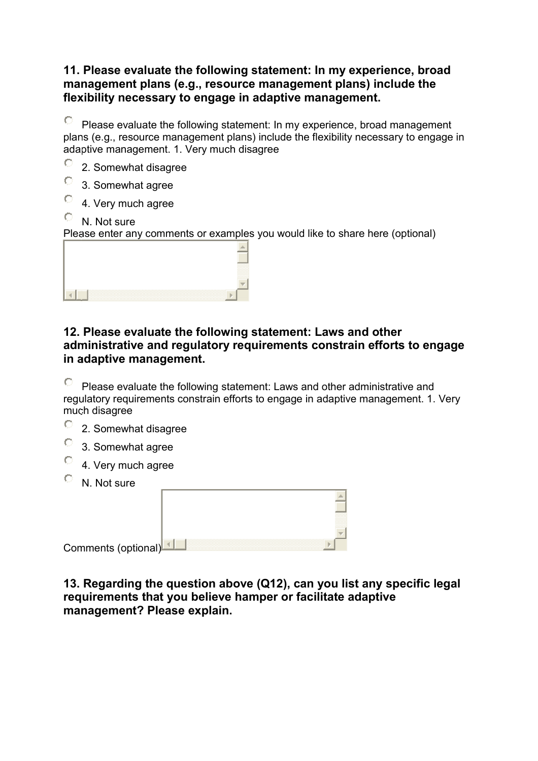### 11. Please evaluate the following statement: In my experience, broad management plans (e.g., resource management plans) include the flexibility necessary to engage in adaptive management.

- Please evaluate the following statement: In my experience, broad management plans (e.g., resource management plans) include the flexibility necessary to engage in adaptive management. 1. Very much disagree
- 2. Somewhat disagree
- 3. Somewhat agree
- 4. Very much agree
- N. Not sure

Please enter any comments or examples you would like to share here (optional)

### 12. Please evaluate the following statement: Laws and other administrative and regulatory requirements constrain efforts to engage in adaptive management.

- Please evaluate the following statement: Laws and other administrative and regulatory requirements constrain efforts to engage in adaptive management. 1. Very much disagree
- 2. Somewhat disagree
- 3. Somewhat agree
- 4. Very much agree
- N. Not sure

Comments (optional)

### 13. Regarding the question above (Q12), can you list any specific legal requirements that you believe hamper or facilitate adaptive management? Please explain.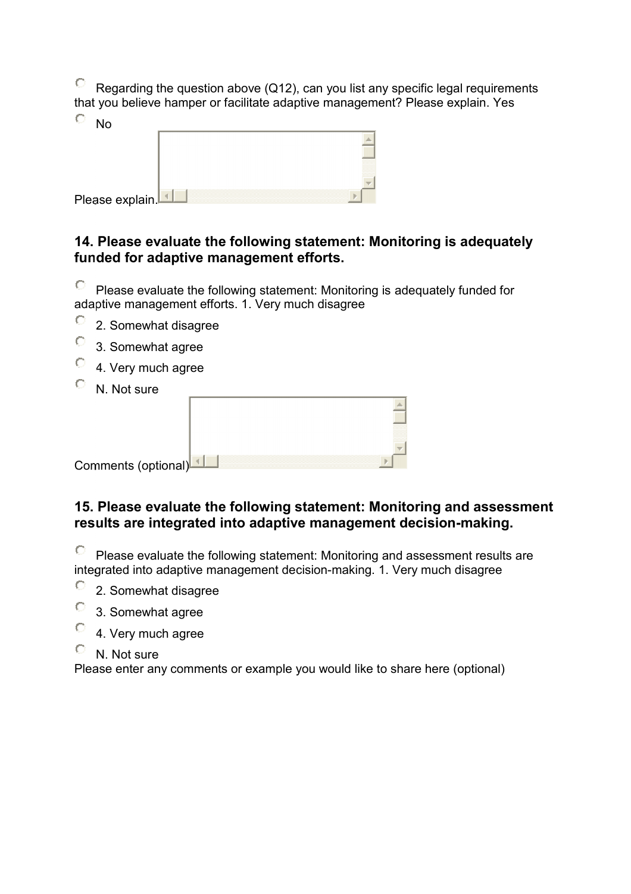- Regarding the question above (Q12), can you list any specific legal requirements that you believe hamper or facilitate adaptive management? Please explain. Yes
- No

Please explain.

### 14. Please evaluate the following statement: Monitoring is adequately funded for adaptive management efforts.

- Please evaluate the following statement: Monitoring is adequately funded for adaptive management efforts. 1. Very much disagree
- 2. Somewhat disagree
- 3. Somewhat agree
- 4. Very much agree
- N. Not sure

Comments (optional)

### 15. Please evaluate the following statement: Monitoring and assessment results are integrated into adaptive management decision-making.

- Please evaluate the following statement: Monitoring and assessment results are integrated into adaptive management decision-making. 1. Very much disagree
- 2. Somewhat disagree
- 3. Somewhat agree
- 4. Very much agree
- N. Not sure

Please enter any comments or example you would like to share here (optional)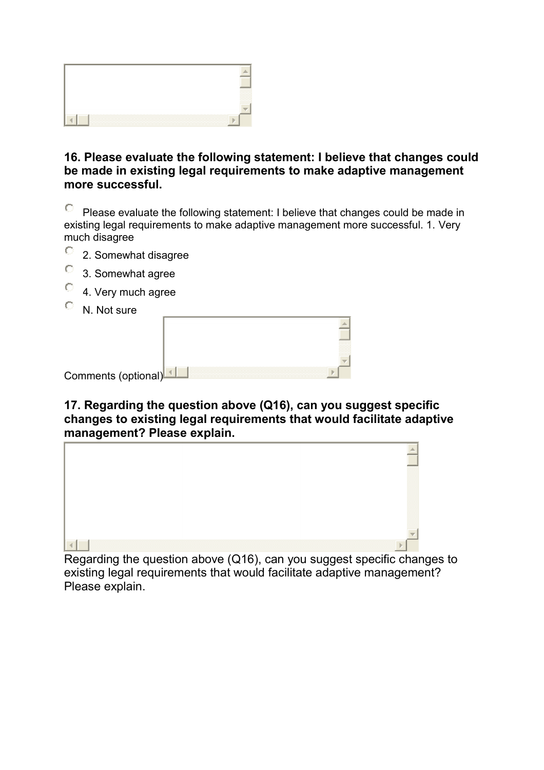### 16. Please evaluate the following statement: I believe that changes could be made in existing legal requirements to make adaptive management more successful.

- Please evaluate the following statement: I believe that changes could be made in existing legal requirements to make adaptive management more successful. 1. Very much disagree
- 2. Somewhat disagree
- 3. Somewhat agree
- 4. Very much agree
- N. Not sure

Comments (optional)

### 17. Regarding the question above (Q16), can you suggest specific changes to existing legal requirements that would facilitate adaptive management? Please explain.

Regarding the question above (Q16), can you suggest specific changes to existing legal requirements that would facilitate adaptive management? Please explain.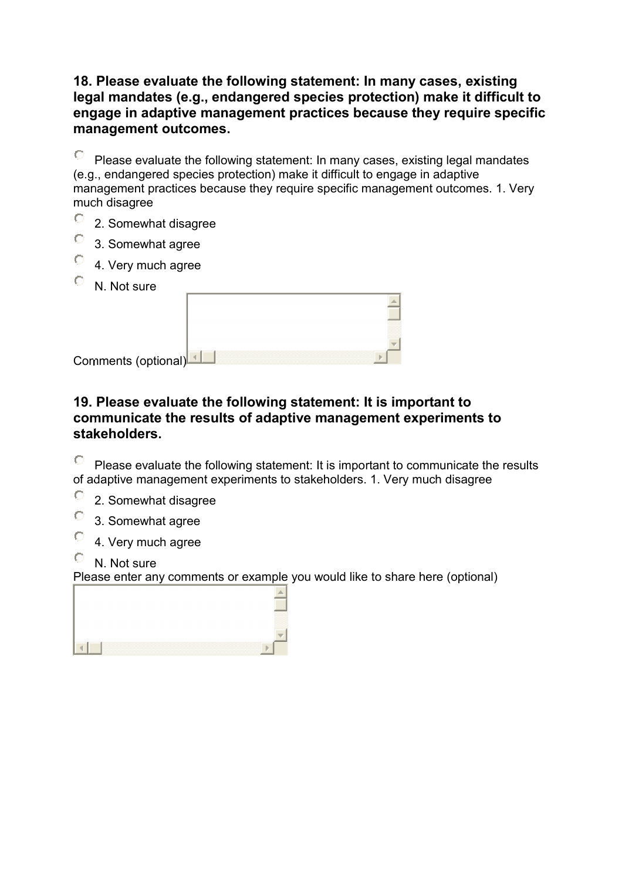### 18. Please evaluate the following statement: In many cases, existing legal mandates (e.g., endangered species protection) make it difficult to engage in adaptive management practices because they require specific management outcomes.

- Please evaluate the following statement: In many cases, existing legal mandates (e.g., endangered species protection) make it difficult to engage in adaptive management practices because they require specific management outcomes. 1. Very much disagree
- 2. Somewhat disagree
- 3. Somewhat agree
- 4. Very much agree
- N. Not sure

Comments (optional)

### 19. Please evaluate the following statement: It is important to communicate the results of adaptive management experiments to stakeholders.

- Please evaluate the following statement: It is important to communicate the results of adaptive management experiments to stakeholders. 1. Very much disagree
- 2. Somewhat disagree
- 3. Somewhat agree
- 4. Very much agree
- N. Not sure

Please enter any comments or example you would like to share here (optional)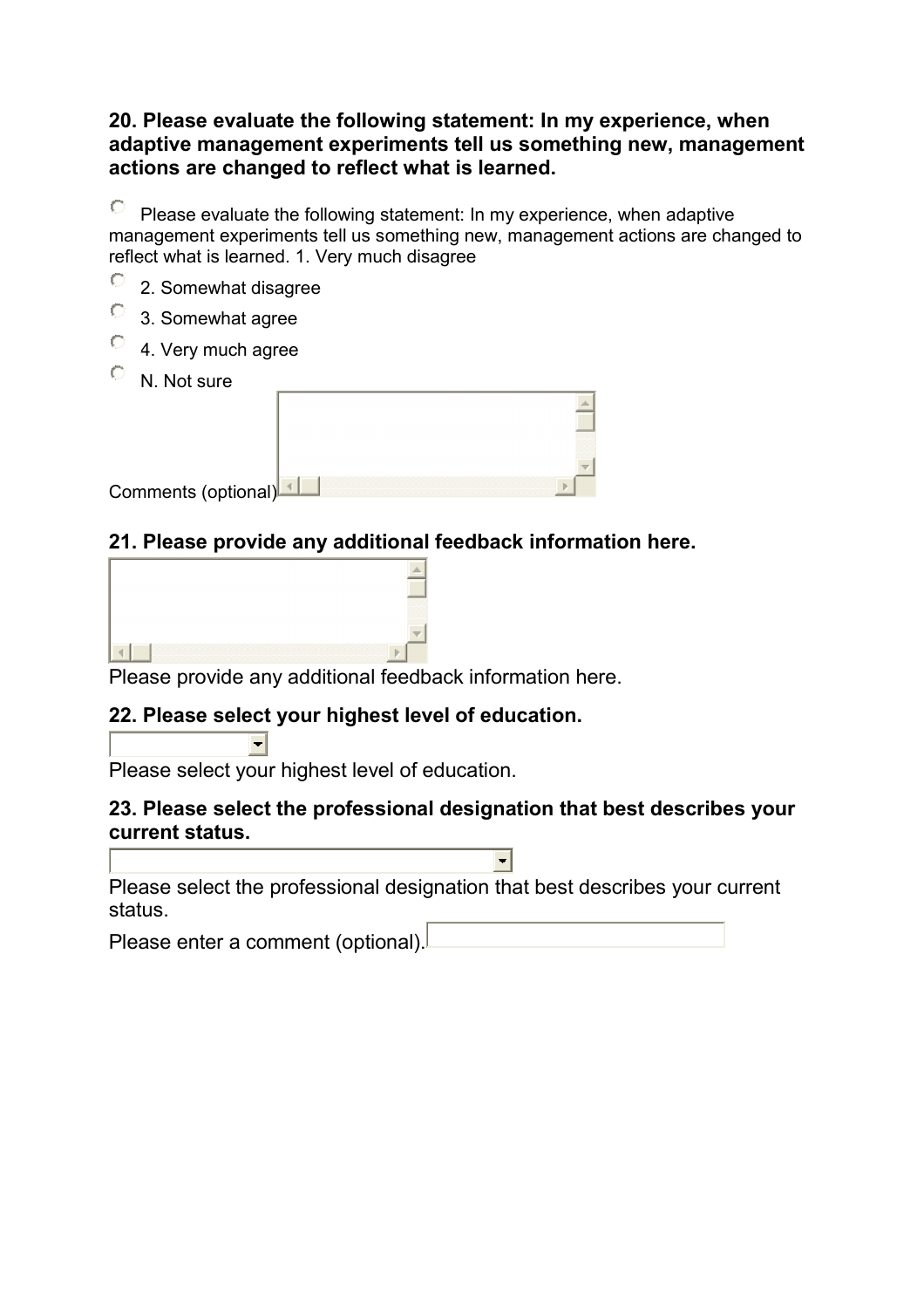**20. Please evaluate the following statement: In my experience, when adaptive management experiments tell us something new, management actions are changed to reflect what is learned.**

- Please evaluate the following statement: In my experience, when adaptive management experiments tell us something new, management actions are changed to reflect what is learned. 1. Very much disagree
- 2. Somewhat disagree
- 3. Somewhat agree
- 4. Very much agree
- N. Not sure

Comments (optional)

**21. Please provide any additional feedback information here.**

Please provide any additional feedback information here.

**22. Please select your highest level of education.**

Please select your highest level of education.

**23. Please select the professional designation that best describes your current status.**

Please select the professional designation that best describes your current status.

Please enter a comment (optional).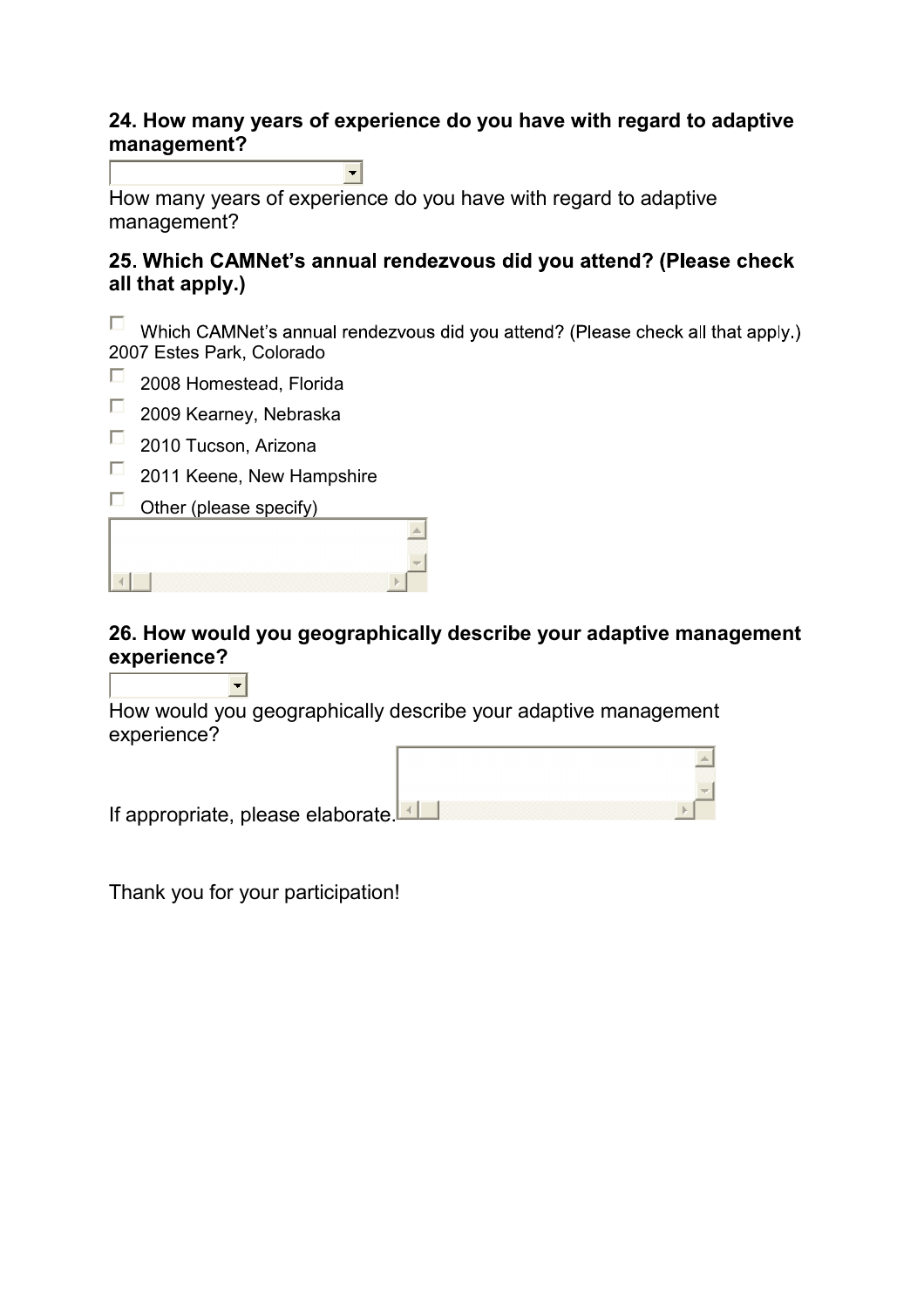**24. How many years of experience do you have with regard to adaptive management?**

How many years of experience do you have with regard to adaptive management?

**25. Which CAMNet's annual rendezvous did you attend? (Please check all that apply.)**

- [ ] Which CAMNet's annual rendezvous did you attend? (Please check all that apply.) 2007 Estes Park, Colorado
- [ ] 2008 Homestead, Florida
- [ ] 2009 Kearney, Nebraska
- [ ] 2010 Tucson, Arizona
- [ ] 2011 Keene, New Hampshire
- [ ] Other (please specify)

**26. How would you geographically describe your adaptive management experience?**

How would you geographically describe your adaptive management experience?

If appropriate, please elaborate.

Thank you for your participation!